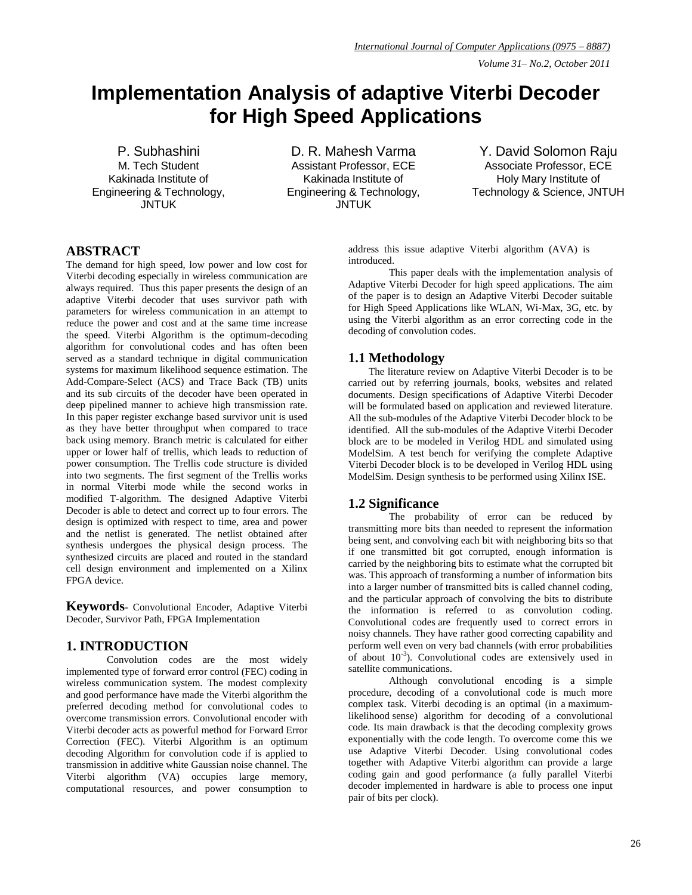# Implementation Analysis of adaptive Viterbi Decoder for High Speed Applications

P. Subhashini
M. Tech Student
Kakinada Institute of Engineering & Technology, JNTUK

D. R. Mahesh Varma
Assistant Professor, ECE
Kakinada Institute of Engineering & Technology, JNTUK

Y. David Solomon Raju
Associate Professor, ECE
Holy Mary Institute of Technology & Science, JNTUH

## ABSTRACT

The demand for high speed, low power and low cost for Viterbi decoding especially in wireless communication are always required. Thus this paper presents the design of an adaptive Viterbi decoder that uses survivor path with parameters for wireless communication in an attempt to reduce the power and cost and at the same time increase the speed. Viterbi Algorithm is the optimum-decoding algorithm for convolutional codes and has often been served as a standard technique in digital communication systems for maximum likelihood sequence estimation. The Add-Compare-Select (ACS) and Trace Back (TB) units and its sub circuits of the decoder have been operated in deep pipelined manner to achieve high transmission rate. In this paper register exchange based survivor unit is used as they have better throughput when compared to trace back using memory. Branch metric is calculated for either upper or lower half of trellis, which leads to reduction of power consumption. The Trellis code structure is divided into two segments. The first segment of the Trellis works in normal Viterbi mode while the second works in modified T-algorithm. The designed Adaptive Viterbi Decoder is able to detect and correct up to four errors. The design is optimized with respect to time, area and power and the netlist is generated. The netlist obtained after synthesis undergoes the physical design process. The synthesized circuits are placed and routed in the standard cell design environment and implemented on a Xilinx FPGA device.

**Keywords**- Convolutional Encoder, Adaptive Viterbi Decoder, Survivor Path, FPGA Implementation

## 1. INTRODUCTION

Convolution codes are the most widely implemented type of forward error control (FEC) coding in wireless communication system. The modest complexity and good performance have made the Viterbi algorithm the preferred decoding method for convolutional codes to overcome transmission errors. Convolutional encoder with Viterbi decoder acts as powerful method for Forward Error Correction (FEC). Viterbi Algorithm is an optimum decoding Algorithm for convolution code if is applied to transmission in additive white Gaussian noise channel. The Viterbi algorithm (VA) occupies large memory, computational resources, and power consumption to address this issue adaptive Viterbi algorithm (AVA) is introduced.

This paper deals with the implementation analysis of Adaptive Viterbi Decoder for high speed applications. The aim of the paper is to design an Adaptive Viterbi Decoder suitable for High Speed Applications like WLAN, Wi-Max, 3G, etc. by using the Viterbi algorithm as an error correcting code in the decoding of convolution codes.

### 1.1 Methodology

The literature review on Adaptive Viterbi Decoder is to be carried out by referring journals, books, websites and related documents. Design specifications of Adaptive Viterbi Decoder will be formulated based on application and reviewed literature. All the sub-modules of the Adaptive Viterbi Decoder block to be identified. All the sub-modules of the Adaptive Viterbi Decoder block are to be modeled in Verilog HDL and simulated using ModelSim. A test bench for verifying the complete Adaptive Viterbi Decoder block is to be developed in Verilog HDL using ModelSim. Design synthesis to be performed using Xilinx ISE.

### 1.2 Significance

The probability of error can be reduced by transmitting more bits than needed to represent the information being sent, and convolving each bit with neighboring bits so that if one transmitted bit got corrupted, enough information is carried by the neighboring bits to estimate what the corrupted bit was. This approach of transforming a number of information bits into a larger number of transmitted bits is called channel coding, and the particular approach of convolving the bits to distribute the information is referred to as convolution coding. Convolutional codes are frequently used to correct errors in noisy channels. They have rather good correcting capability and perform well even on very bad channels (with error probabilities of about $10^{-3}$). Convolutional codes are extensively used in satellite communications.

Although convolutional encoding is a simple procedure, decoding of a convolutional code is much more complex task. Viterbi decoding is an optimal (in a maximum-likelihood sense) algorithm for decoding of a convolutional code. Its main drawback is that the decoding complexity grows exponentially with the code length. To overcome come this we use Adaptive Viterbi Decoder. Using convolutional codes together with Adaptive Viterbi algorithm can provide a large coding gain and good performance (a fully parallel Viterbi decoder implemented in hardware is able to process one input pair of bits per clock).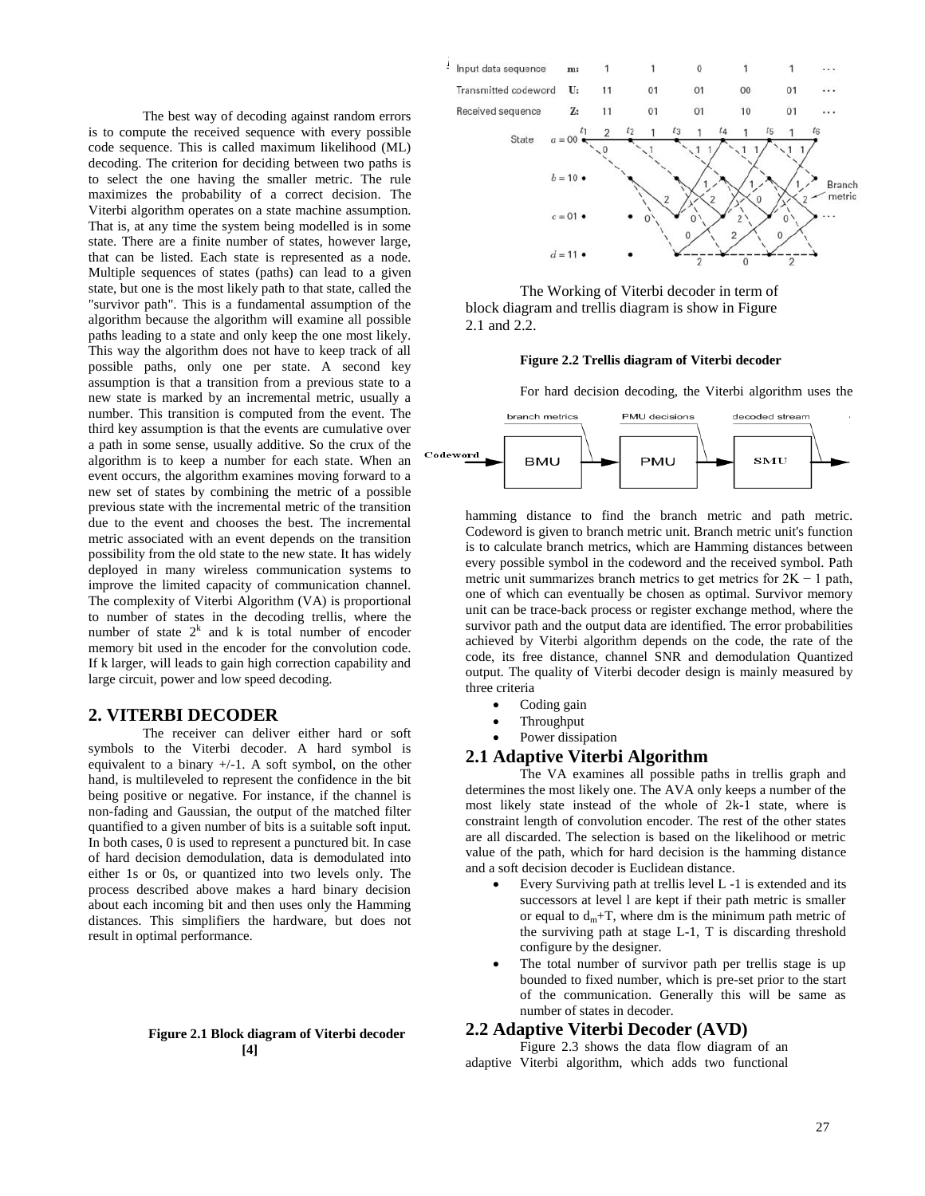The best way of decoding against random errors is to compute the received sequence with every possible code sequence. This is called maximum likelihood (ML) decoding. The criterion for deciding between two paths is to select the one having the smaller metric. The rule maximizes the probability of a correct decision. The Viterbi algorithm operates on a state machine assumption. That is, at any time the system being modelled is in some state. There are a finite number of states, however large, that can be listed. Each state is represented as a node. Multiple sequences of states (paths) can lead to a given state, but one is the most likely path to that state, called the "survivor path". This is a fundamental assumption of the algorithm because the algorithm will examine all possible paths leading to a state and only keep the one most likely. This way the algorithm does not have to keep track of all possible paths, only one per state. A second key assumption is that a transition from a previous state to a new state is marked by an incremental metric, usually a number. This transition is computed from the event. The third key assumption is that the events are cumulative over a path in some sense, usually additive. So the crux of the algorithm is to keep a number for each state. When an event occurs, the algorithm examines moving forward to a new set of states by combining the metric of a possible previous state with the incremental metric of the transition due to the event and chooses the best. The incremental metric associated with an event depends on the transition possibility from the old state to the new state. It has widely deployed in many wireless communication systems to improve the limited capacity of communication channel. The complexity of Viterbi Algorithm (VA) is proportional to number of states in the decoding trellis, where the number of state $2^k$ and k is total number of encoder memory bit used in the encoder for the convolution code. If k larger, will leads to gain high correction capability and large circuit, power and low speed decoding.

## 2. VITERBI DECODER

The receiver can deliver either hard or soft symbols to the Viterbi decoder. A hard symbol is equivalent to a binary +/-1. A soft symbol, on the other hand, is multileveled to represent the confidence in the bit being positive or negative. For instance, if the channel is non-fading and Gaussian, the output of the matched filter quantified to a given number of bits is a suitable soft input. In both cases, 0 is used to represent a punctured bit. In case of hard decision demodulation, data is demodulated into either 1s or 0s, or quantized into two levels only. The process described above makes a hard binary decision about each incoming bit and then uses only the Hamming distances. This simplifiers the hardware, but does not result in optimal performance.

**Figure 2.1 Block diagram of Viterbi decoder [4]**

The Working of Viterbi decoder in term of block diagram and trellis diagram is show in Figure 2.1 and 2.2.

**Figure 2.2 Trellis diagram of Viterbi decoder**

For hard decision decoding, the Viterbi algorithm uses the hamming distance to find the branch metric and path metric. Codeword is given to branch metric unit. Branch metric unit's function is to calculate branch metrics, which are Hamming distances between every possible symbol in the codeword and the received symbol. Path metric unit summarizes branch metrics to get metrics for $2K - 1$ path, one of which can eventually be chosen as optimal. Survivor memory unit can be trace-back process or register exchange method, where the survivor path and the output data are identified. The error probabilities achieved by Viterbi algorithm depends on the code, the rate of the code, its free distance, channel SNR and demodulation Quantized output. The quality of Viterbi decoder design is mainly measured by three criteria

- Coding gain
- Throughput
- Power dissipation

### 2.1 Adaptive Viterbi Algorithm

The VA examines all possible paths in trellis graph and determines the most likely one. The AVA only keeps a number of the most likely state instead of the whole of 2k-1 state, where is constraint length of convolution encoder. The rest of the other states are all discarded. The selection is based on the likelihood or metric value of the path, which for hard decision is the hamming distance and a soft decision decoder is Euclidean distance.

- Every Surviving path at trellis level L -1 is extended and its successors at level l are kept if their path metric is smaller or equal to $d_m$+T, where dm is the minimum path metric of the surviving path at stage L-1, T is discarding threshold configure by the designer.
- The total number of survivor path per trellis stage is up bounded to fixed number, which is pre-set prior to the start of the communication. Generally this will be same as number of states in decoder.

### 2.2 Adaptive Viterbi Decoder (AVD)

Figure 2.3 shows the data flow diagram of an adaptive Viterbi algorithm, which adds two functional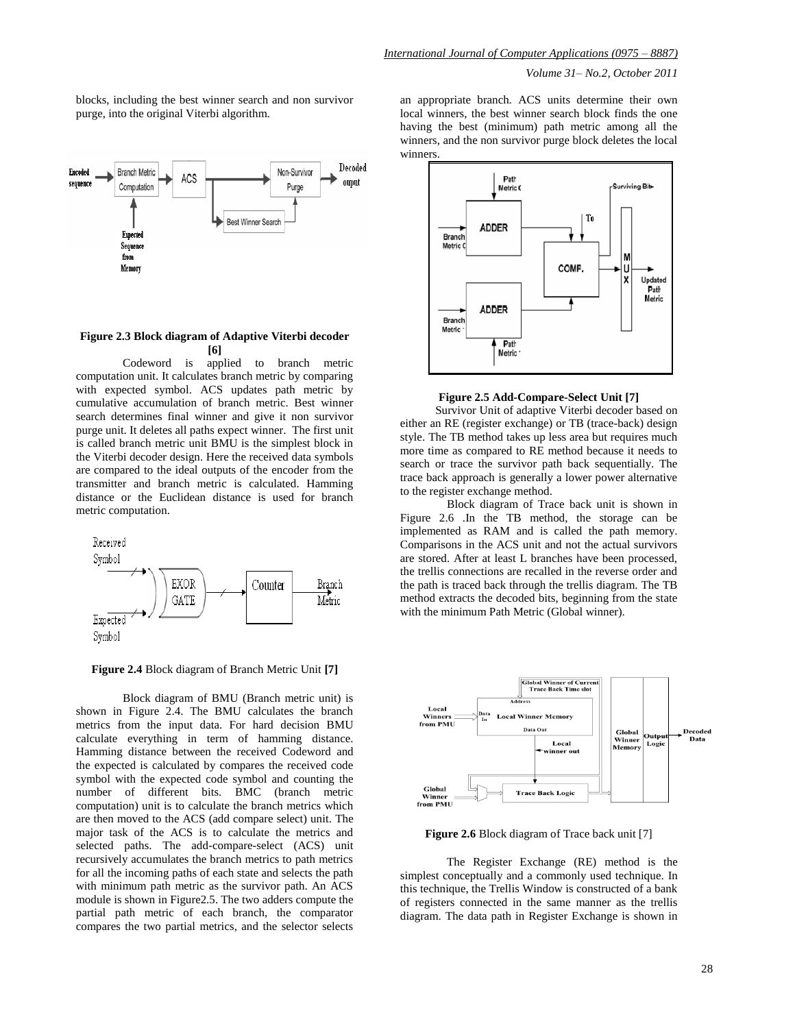blocks, including the best winner search and non survivor purge, into the original Viterbi algorithm.

**Figure 2.3 Block diagram of Adaptive Viterbi decoder [6]**

Codeword is applied to branch metric computation unit. It calculates branch metric by comparing with expected symbol. ACS updates path metric by cumulative accumulation of branch metric. Best winner search determines final winner and give it non survivor purge unit. It deletes all paths expect winner. The first unit is called branch metric unit BMU is the simplest block in the Viterbi decoder design. Here the received data symbols are compared to the ideal outputs of the encoder from the transmitter and branch metric is calculated. Hamming distance or the Euclidean distance is used for branch metric computation.

**Figure 2.4** Block diagram of Branch Metric Unit **[7]**

Block diagram of BMU (Branch metric unit) is shown in Figure 2.4. The BMU calculates the branch metrics from the input data. For hard decision BMU calculate everything in term of hamming distance. Hamming distance between the received Codeword and the expected is calculated by compares the received code symbol with the expected code symbol and counting the number of different bits. BMC (branch metric computation) unit is to calculate the branch metrics which are then moved to the ACS (add compare select) unit. The major task of the ACS is to calculate the metrics and selected paths. The add-compare-select (ACS) unit recursively accumulates the branch metrics to path metrics for all the incoming paths of each state and selects the path with minimum path metric as the survivor path. An ACS module is shown in Figure2.5. The two adders compute the partial path metric of each branch, the comparator compares the two partial metrics, and the selector selects an appropriate branch. ACS units determine their own local winners, the best winner search block finds the one having the best (minimum) path metric among all the winners, and the non survivor purge block deletes the local winners.

**Figure 2.5 Add-Compare-Select Unit [7]**

Survivor Unit of adaptive Viterbi decoder based on either an RE (register exchange) or TB (trace-back) design style. The TB method takes up less area but requires much more time as compared to RE method because it needs to search or trace the survivor path back sequentially. The trace back approach is generally a lower power alternative to the register exchange method.

Block diagram of Trace back unit is shown in Figure 2.6 .In the TB method, the storage can be implemented as RAM and is called the path memory. Comparisons in the ACS unit and not the actual survivors are stored. After at least L branches have been processed, the trellis connections are recalled in the reverse order and the path is traced back through the trellis diagram. The TB method extracts the decoded bits, beginning from the state with the minimum Path Metric (Global winner).

**Figure 2.6** Block diagram of Trace back unit [7]

The Register Exchange (RE) method is the simplest conceptually and a commonly used technique. In this technique, the Trellis Window is constructed of a bank of registers connected in the same manner as the trellis diagram. The data path in Register Exchange is shown in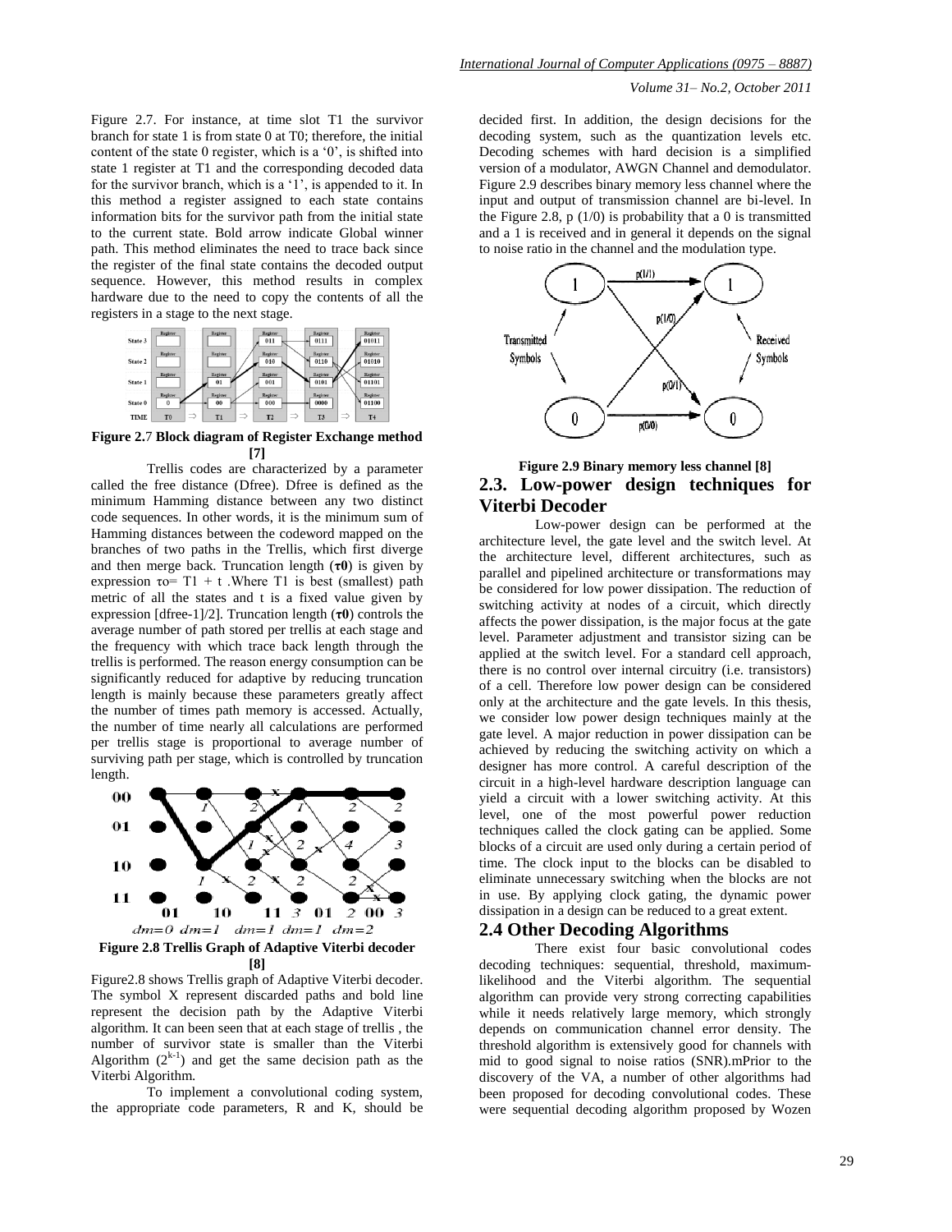Figure 2.7. For instance, at time slot T1 the survivor branch for state 1 is from state 0 at T0; therefore, the initial content of the state 0 register, which is a '0', is shifted into state 1 register at T1 and the corresponding decoded data for the survivor branch, which is a '1', is appended to it. In this method a register assigned to each state contains information bits for the survivor path from the initial state to the current state. Bold arrow indicate Global winner path. This method eliminates the need to trace back since the register of the final state contains the decoded output sequence. However, this method results in complex hardware due to the need to copy the contents of all the registers in a stage to the next stage.

**Figure 2.7 Block diagram of Register Exchange method [7]**

Trellis codes are characterized by a parameter called the free distance (Dfree). Dfree is defined as the minimum Hamming distance between any two distinct code sequences. In other words, it is the minimum sum of Hamming distances between the codeword mapped on the branches of two paths in the Trellis, which first diverge and then merge back. Truncation length (**τ0**) is given by expression $\tau o = T1 + t$ .Where T1 is best (smallest) path metric of all the states and t is a fixed value given by expression [dfree-1]/2]. Truncation length (**τ0**) controls the average number of path stored per trellis at each stage and the frequency with which trace back length through the trellis is performed. The reason energy consumption can be significantly reduced for adaptive by reducing truncation length is mainly because these parameters greatly affect the number of times path memory is accessed. Actually, the number of time nearly all calculations are performed per trellis stage is proportional to average number of surviving path per stage, which is controlled by truncation length.

**Figure 2.8 Trellis Graph of Adaptive Viterbi decoder [8]**

Figure2.8 shows Trellis graph of Adaptive Viterbi decoder. The symbol X represent discarded paths and bold line represent the decision path by the Adaptive Viterbi algorithm. It can been seen that at each stage of trellis , the number of survivor state is smaller than the Viterbi Algorithm ($2^{k-1}$) and get the same decision path as the Viterbi Algorithm.

To implement a convolutional coding system, the appropriate code parameters, R and K, should be decided first. In addition, the design decisions for the decoding system, such as the quantization levels etc. Decoding schemes with hard decision is a simplified version of a modulator, AWGN Channel and demodulator. Figure 2.9 describes binary memory less channel where the input and output of transmission channel are bi-level. In the Figure 2.8, p (1/0) is probability that a 0 is transmitted and a 1 is received and in general it depends on the signal to noise ratio in the channel and the modulation type.

**Figure 2.9 Binary memory less channel [8]**

## 2.3. Low-power design techniques for Viterbi Decoder

Low-power design can be performed at the architecture level, the gate level and the switch level. At the architecture level, different architectures, such as parallel and pipelined architecture or transformations may be considered for low power dissipation. The reduction of switching activity at nodes of a circuit, which directly affects the power dissipation, is the major focus at the gate level. Parameter adjustment and transistor sizing can be applied at the switch level. For a standard cell approach, there is no control over internal circuitry (i.e. transistors) of a cell. Therefore low power design can be considered only at the architecture and the gate levels. In this thesis, we consider low power design techniques mainly at the gate level. A major reduction in power dissipation can be achieved by reducing the switching activity on which a designer has more control. A careful description of the circuit in a high-level hardware description language can yield a circuit with a lower switching activity. At this level, one of the most powerful power reduction techniques called the clock gating can be applied. Some blocks of a circuit are used only during a certain period of time. The clock input to the blocks can be disabled to eliminate unnecessary switching when the blocks are not in use. By applying clock gating, the dynamic power dissipation in a design can be reduced to a great extent.

## 2.4 Other Decoding Algorithms

There exist four basic convolutional codes decoding techniques: sequential, threshold, maximum-likelihood and the Viterbi algorithm. The sequential algorithm can provide very strong correcting capabilities while it needs relatively large memory, which strongly depends on communication channel error density. The threshold algorithm is extensively good for channels with mid to good signal to noise ratios (SNR).mPrior to the discovery of the VA, a number of other algorithms had been proposed for decoding convolutional codes. These were sequential decoding algorithm proposed by Wozen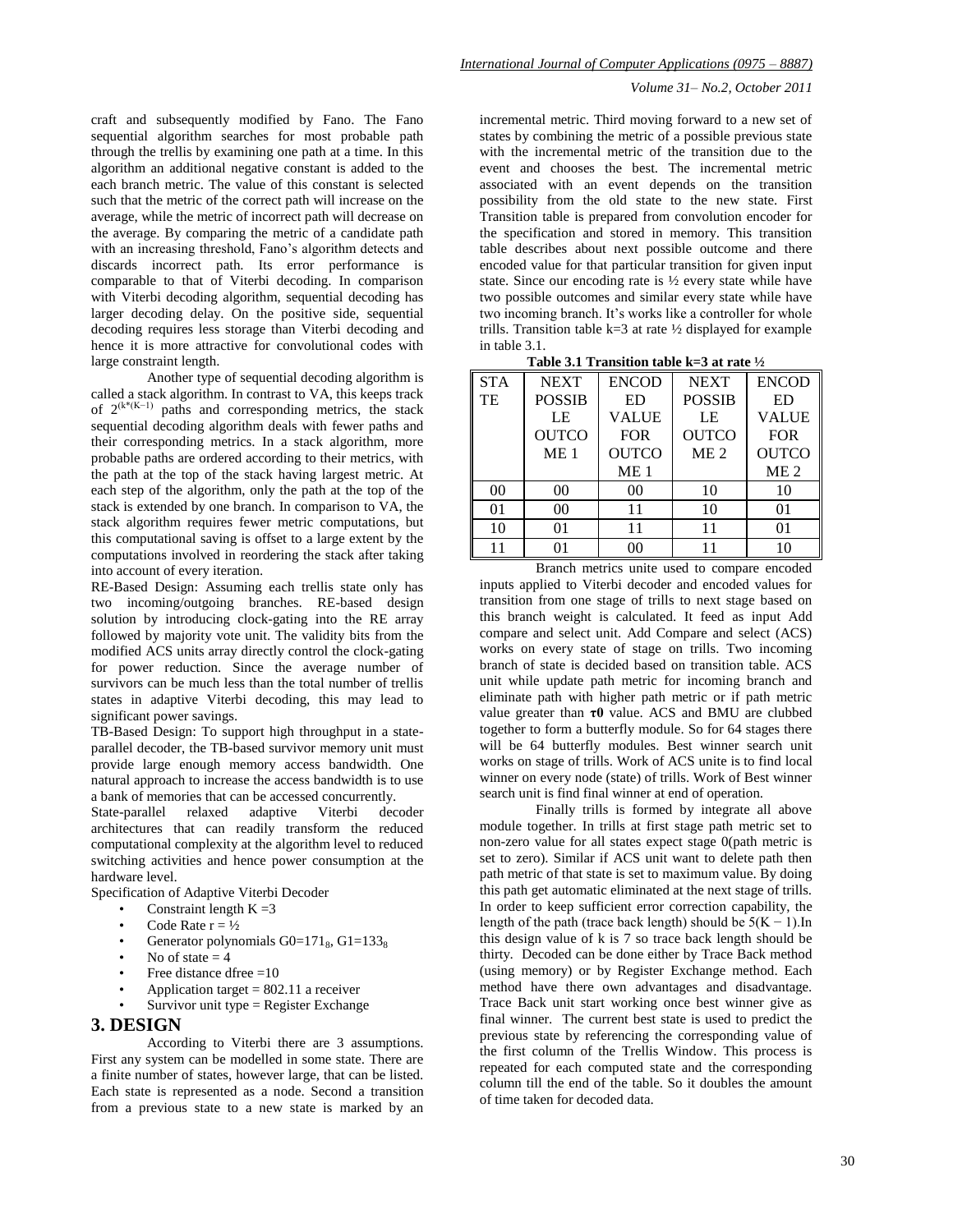craft and subsequently modified by Fano. The Fano sequential algorithm searches for most probable path through the trellis by examining one path at a time. In this algorithm an additional negative constant is added to the each branch metric. The value of this constant is selected such that the metric of the correct path will increase on the average, while the metric of incorrect path will decrease on the average. By comparing the metric of a candidate path with an increasing threshold, Fano's algorithm detects and discards incorrect path. Its error performance is comparable to that of Viterbi decoding. In comparison with Viterbi decoding algorithm, sequential decoding has larger decoding delay. On the positive side, sequential decoding requires less storage than Viterbi decoding and hence it is more attractive for convolutional codes with large constraint length.

Another type of sequential decoding algorithm is called a stack algorithm. In contrast to VA, this keeps track of $2^{(k*(K-1)}$ paths and corresponding metrics, the stack sequential decoding algorithm deals with fewer paths and their corresponding metrics. In a stack algorithm, more probable paths are ordered according to their metrics, with the path at the top of the stack having largest metric. At each step of the algorithm, only the path at the top of the stack is extended by one branch. In comparison to VA, the stack algorithm requires fewer metric computations, but this computational saving is offset to a large extent by the computations involved in reordering the stack after taking into account of every iteration.

RE-Based Design: Assuming each trellis state only has two incoming/outgoing branches. RE-based design solution by introducing clock-gating into the RE array followed by majority vote unit. The validity bits from the modified ACS units array directly control the clock-gating for power reduction. Since the average number of survivors can be much less than the total number of trellis states in adaptive Viterbi decoding, this may lead to significant power savings.

TB-Based Design: To support high throughput in a state-parallel decoder, the TB-based survivor memory unit must provide large enough memory access bandwidth. One natural approach to increase the access bandwidth is to use a bank of memories that can be accessed concurrently.

State-parallel relaxed adaptive Viterbi decoder architectures that can readily transform the reduced computational complexity at the algorithm level to reduced switching activities and hence power consumption at the hardware level.

Specification of Adaptive Viterbi Decoder

- Constraint length K =3
- Code Rate r = ½
- Generator polynomials $G0=171_8$, $G1=133_8$
- No of state = 4
- Free distance dfree =10
- Application target = 802.11 a receiver
- Survivor unit type = Register Exchange

## 3. DESIGN

According to Viterbi there are 3 assumptions. First any system can be modelled in some state. There are a finite number of states, however large, that can be listed. Each state is represented as a node. Second a transition from a previous state to a new state is marked by an incremental metric. Third moving forward to a new set of states by combining the metric of a possible previous state with the incremental metric of the transition due to the event and chooses the best. The incremental metric associated with an event depends on the transition possibility from the old state to the new state. First Transition table is prepared from convolution encoder for the specification and stored in memory. This transition table describes about next possible outcome and there encoded value for that particular transition for given input state. Since our encoding rate is ½ every state while have two possible outcomes and similar every state while have two incoming branch. It's works like a controller for whole trills. Transition table k=3 at rate ½ displayed for example in table 3.1.

**Table 3.1 Transition table k=3 at rate ½**

| STATE | NEXT POSSIBLE OUTCOME 1 | ENCODED VALUE FOR OUTCOME 1 | NEXT POSSIBLE OUTCOME 2 | ENCODED VALUE FOR OUTCOME 2 |
|---|---|---|---|---|
| 00 | 00 | 00 | 10 | 10 |
| 01 | 00 | 11 | 10 | 01 |
| 10 | 01 | 11 | 11 | 01 |
| 11 | 01 | 00 | 11 | 10 |

Branch metrics unite used to compare encoded inputs applied to Viterbi decoder and encoded values for transition from one stage of trills to next stage based on this branch weight is calculated. It feed as input Add compare and select unit. Add Compare and select (ACS) works on every state of stage on trills. Two incoming branch of state is decided based on transition table. ACS unit while update path metric for incoming branch and eliminate path with higher path metric or if path metric value greater than **τ0** value. ACS and BMU are clubbed together to form a butterfly module. So for 64 stages there will be 64 butterfly modules. Best winner search unit works on stage of trills. Work of ACS unite is to find local winner on every node (state) of trills. Work of Best winner search unit is find final winner at end of operation.

Finally trills is formed by integrate all above module together. In trills at first stage path metric set to non-zero value for all states expect stage 0(path metric is set to zero). Similar if ACS unit want to delete path then path metric of that state is set to maximum value. By doing this path get automatic eliminated at the next stage of trills. In order to keep sufficient error correction capability, the length of the path (trace back length) should be $5(K-1)$.In this design value of k is 7 so trace back length should be thirty. Decoded can be done either by Trace Back method (using memory) or by Register Exchange method. Each method have there own advantages and disadvantage. Trace Back unit start working once best winner give as final winner. The current best state is used to predict the previous state by referencing the corresponding value of the first column of the Trellis Window. This process is repeated for each computed state and the corresponding column till the end of the table. So it doubles the amount of time taken for decoded data.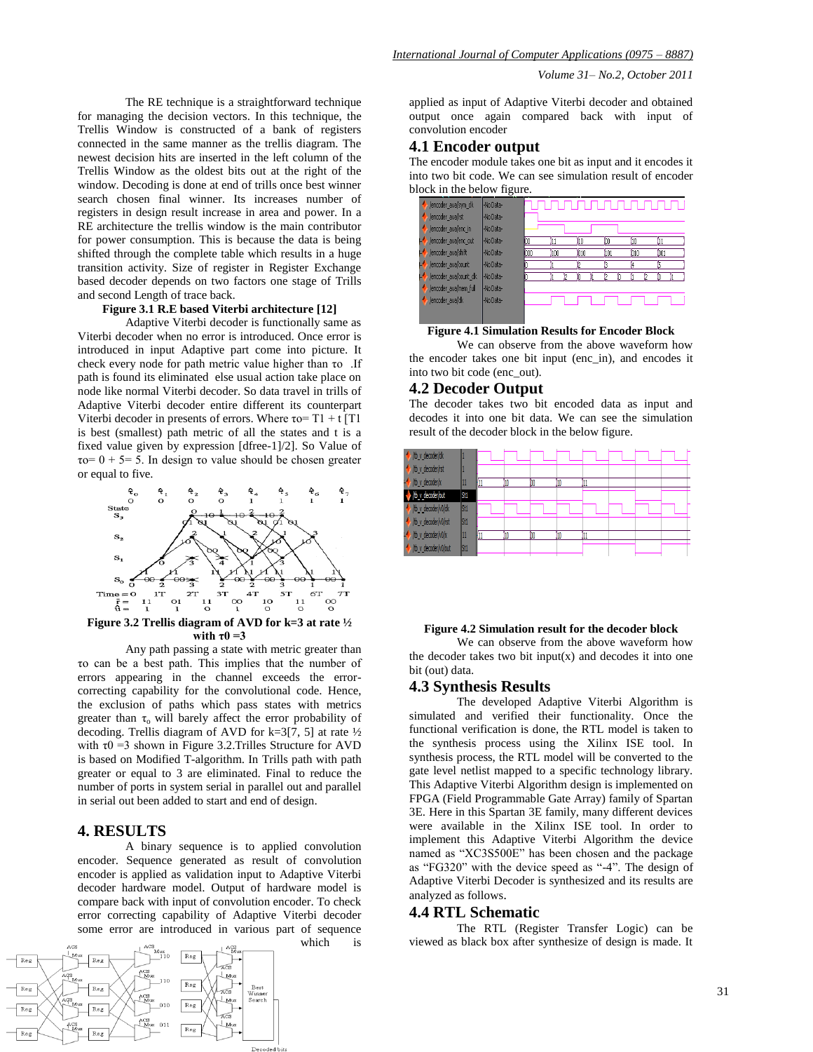The RE technique is a straightforward technique for managing the decision vectors. In this technique, the Trellis Window is constructed of a bank of registers connected in the same manner as the trellis diagram. The newest decision hits are inserted in the left column of the Trellis Window as the oldest bits out at the right of the window. Decoding is done at end of trills once best winner search chosen final winner. Its increases number of registers in design result increase in area and power. In a RE architecture the trellis window is the main contributor for power consumption. This is because the data is being shifted through the complete table which results in a huge transition activity. Size of register in Register Exchange based decoder depends on two factors one stage of Trills and second Length of trace back.

**Figure 3.1 R.E based Viterbi architecture [12]**

Adaptive Viterbi decoder is functionally same as Viterbi decoder when no error is introduced. Once error is introduced in input Adaptive part come into picture. It check every node for path metric value higher than τo .If path is found its eliminated else usual action take place on node like normal Viterbi decoder. So data travel in trills of Adaptive Viterbi decoder entire different its counterpart Viterbi decoder in presents of errors. Where τo= T1 + t [T1 is best (smallest) path metric of all the states and t is a fixed value given by expression [dfree-1]/2]. So Value of τo= 0 + 5= 5. In design τo value should be chosen greater or equal to five.

**Figure 3.2 Trellis diagram of AVD for k=3 at rate ½ with τ0 =3**

Any path passing a state with metric greater than τo can be a best path. This implies that the number of errors appearing in the channel exceeds the error-correcting capability for the convolutional code. Hence, the exclusion of paths which pass states with metrics greater than $\tau_o$ will barely affect the error probability of decoding. Trellis diagram of AVD for k=3[7, 5] at rate ½ with τ0 =3 shown in Figure 3.2.Trilles Structure for AVD is based on Modified T-algorithm. In Trills path with path greater or equal to 3 are eliminated. Final to reduce the number of ports in system serial in parallel out and parallel in serial out been added to start and end of design.

## 4. RESULTS

A binary sequence is to applied convolution encoder. Sequence generated as result of convolution encoder is applied as validation input to Adaptive Viterbi decoder hardware model. Output of hardware model is compare back with input of convolution encoder. To check error correcting capability of Adaptive Viterbi decoder some error are introduced in various part of sequence which is applied as input of Adaptive Viterbi decoder and obtained output once again compared back with input of convolution encoder

### 4.1 Encoder output

The encoder module takes one bit as input and it encodes it into two bit code. We can see simulation result of encoder block in the below figure.

**Figure 4.1 Simulation Results for Encoder Block**

We can observe from the above waveform how the encoder takes one bit input (enc_in), and encodes it into two bit code (enc_out).

### 4.2 Decoder Output

The decoder takes two bit encoded data as input and decodes it into one bit data. We can see the simulation result of the decoder block in the below figure.

**Figure 4.2 Simulation result for the decoder block**

We can observe from the above waveform how the decoder takes two bit input(x) and decodes it into one bit (out) data.

### 4.3 Synthesis Results

The developed Adaptive Viterbi Algorithm is simulated and verified their functionality. Once the functional verification is done, the RTL model is taken to the synthesis process using the Xilinx ISE tool. In synthesis process, the RTL model will be converted to the gate level netlist mapped to a specific technology library. This Adaptive Viterbi Algorithm design is implemented on FPGA (Field Programmable Gate Array) family of Spartan 3E. Here in this Spartan 3E family, many different devices were available in the Xilinx ISE tool. In order to implement this Adaptive Viterbi Algorithm the device named as "XC3S500E" has been chosen and the package as "FG320" with the device speed as "-4". The design of Adaptive Viterbi Decoder is synthesized and its results are analyzed as follows.

### 4.4 RTL Schematic

The RTL (Register Transfer Logic) can be viewed as black box after synthesize of design is made. It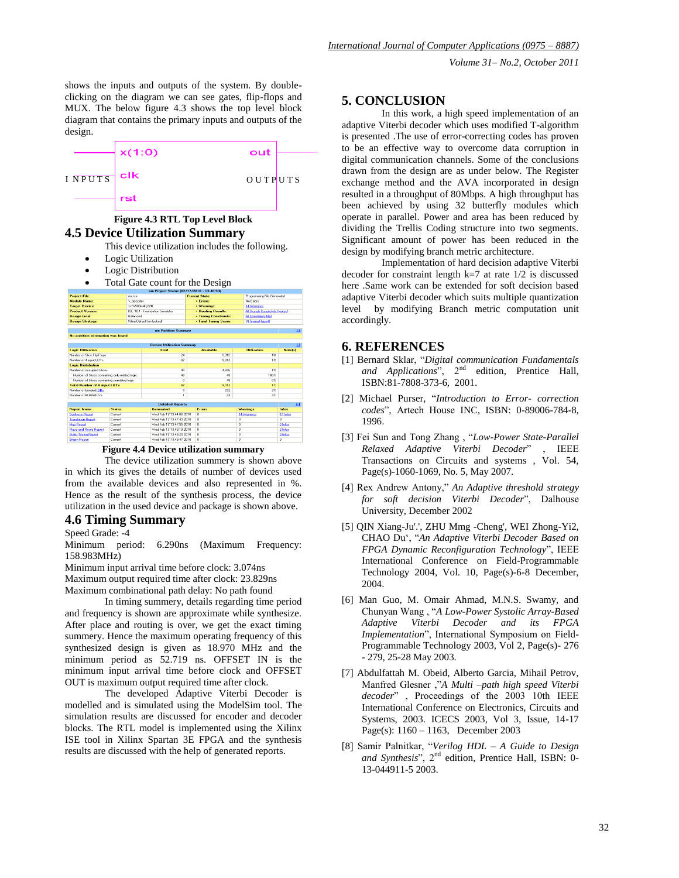shows the inputs and outputs of the system. By double-clicking on the diagram we can see gates, flip-flops and MUX. The below figure 4.3 shows the top level block diagram that contains the primary inputs and outputs of the design.

INPUTS: x(1:0), clk, rst — OUTPUTS: out

**Figure 4.3 RTL Top Level Block**

## 4.5 Device Utilization Summary

This device utilization includes the following.

- Logic Utilization
- Logic Distribution
- Total Gate count for the Design

**Figure 4.4 Device utilization summary**

The device utilization summery is shown above in which its gives the details of number of devices used from the available devices and also represented in %. Hence as the result of the synthesis process, the device utilization in the used device and package is shown above.

## 4.6 Timing Summary

Speed Grade: -4

Minimum period: 6.290ns (Maximum Frequency: 158.983MHz)

Minimum input arrival time before clock: 3.074ns

Maximum output required time after clock: 23.829ns

Maximum combinational path delay: No path found

In timing summery, details regarding time period and frequency is shown are approximate while synthesize. After place and routing is over, we get the exact timing summery. Hence the maximum operating frequency of this synthesized design is given as 18.970 MHz and the minimum period as 52.719 ns. OFFSET IN is the minimum input arrival time before clock and OFFSET OUT is maximum output required time after clock.

The developed Adaptive Viterbi Decoder is modelled and is simulated using the ModelSim tool. The simulation results are discussed for encoder and decoder blocks. The RTL model is implemented using the Xilinx ISE tool in Xilinx Spartan 3E FPGA and the synthesis results are discussed with the help of generated reports.

# 5. CONCLUSION

In this work, a high speed implementation of an adaptive Viterbi decoder which uses modified T-algorithm is presented .The use of error-correcting codes has proven to be an effective way to overcome data corruption in digital communication channels. Some of the conclusions drawn from the design are as under below. The Register exchange method and the AVA incorporated in design resulted in a throughput of 80Mbps. A high throughput has been achieved by using 32 butterfly modules which operate in parallel. Power and area has been reduced by dividing the Trellis Coding structure into two segments. Significant amount of power has been reduced in the design by modifying branch metric architecture.

Implementation of hard decision adaptive Viterbi decoder for constraint length k=7 at rate 1/2 is discussed here .Same work can be extended for soft decision based adaptive Viterbi decoder which suits multiple quantization level by modifying Branch metric computation unit accordingly.

# 6. REFERENCES

[1] Bernard Sklar, "*Digital communication Fundamentals and Applications*", 2nd edition, Prentice Hall, ISBN:81-7808-373-6, 2001.

[2] Michael Purser, "*Introduction to Error- correction codes*", Artech House INC, ISBN: 0-89006-784-8, 1996.

[3] Fei Sun and Tong Zhang , "*Low-Power State-Parallel Relaxed Adaptive Viterbi Decoder*" , IEEE Transactions on Circuits and systems , Vol. 54, Page(s)-1060-1069, No. 5, May 2007.

[4] Rex Andrew Antony," *An Adaptive threshold strategy for soft decision Viterbi Decoder*", Dalhouse University, December 2002

[5] QIN Xiang-Ju'.', ZHU Mmg -Cheng', WEI Zhong-Yi2, CHAO Du', "*An Adaptive Viterbi Decoder Based on FPGA Dynamic Reconfiguration Technology*", IEEE International Conference on Field-Programmable Technology 2004, Vol. 10, Page(s)-6-8 December, 2004.

[6] Man Guo, M. Omair Ahmad, M.N.S. Swamy, and Chunyan Wang , "*A Low-Power Systolic Array-Based Adaptive Viterbi Decoder and its FPGA Implementation*", International Symposium on Field-Programmable Technology 2003, Vol 2, Page(s)- 276 - 279, 25-28 May 2003.

[7] Abdulfattah M. Obeid, Alberto Garcia, Mihail Petrov, Manfred Glesner ,"*A Multi –path high speed Viterbi decoder*" , Proceedings of the 2003 10th IEEE International Conference on Electronics, Circuits and Systems, 2003. ICECS 2003, Vol 3, Issue, 14-17 Page(s): 1160 – 1163, December 2003

[8] Samir Palnitkar, "*Verilog HDL – A Guide to Design and Synthesis*", 2nd edition, Prentice Hall, ISBN: 0-13-044911-5 2003.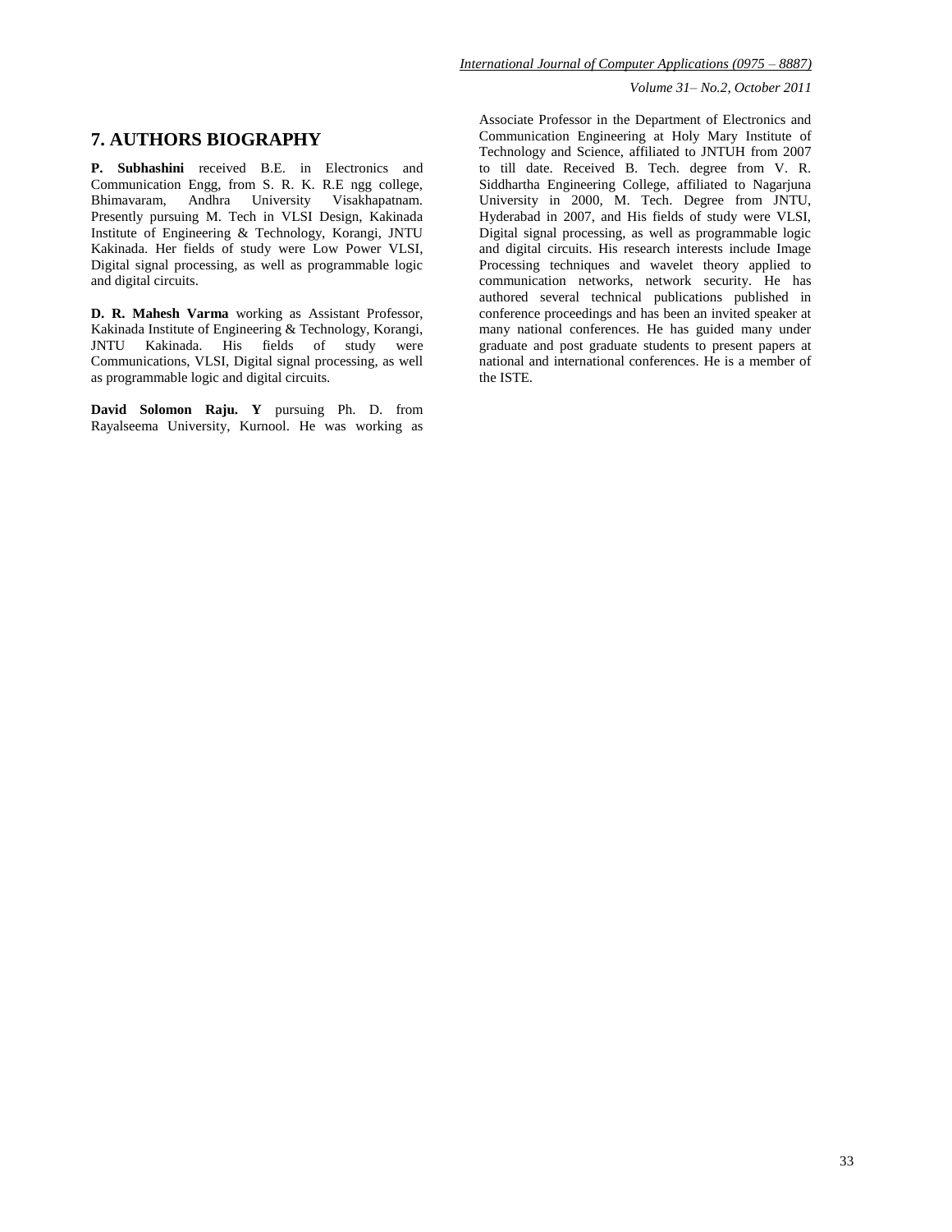## 7. AUTHORS BIOGRAPHY

**P. Subhashini** received B.E. in Electronics and Communication Engg, from S. R. K. R.E ngg college, Bhimavaram, Andhra University Visakhapatnam. Presently pursuing M. Tech in VLSI Design, Kakinada Institute of Engineering & Technology, Korangi, JNTU Kakinada. Her fields of study were Low Power VLSI, Digital signal processing, as well as programmable logic and digital circuits.

**D. R. Mahesh Varma** working as Assistant Professor, Kakinada Institute of Engineering & Technology, Korangi, JNTU Kakinada. His fields of study were Communications, VLSI, Digital signal processing, as well as programmable logic and digital circuits.

**David Solomon Raju. Y** pursuing Ph. D. from Rayalseema University, Kurnool. He was working as Associate Professor in the Department of Electronics and Communication Engineering at Holy Mary Institute of Technology and Science, affiliated to JNTUH from 2007 to till date. Received B. Tech. degree from V. R. Siddhartha Engineering College, affiliated to Nagarjuna University in 2000, M. Tech. Degree from JNTU, Hyderabad in 2007, and His fields of study were VLSI, Digital signal processing, as well as programmable logic and digital circuits. His research interests include Image Processing techniques and wavelet theory applied to communication networks, network security. He has authored several technical publications published in conference proceedings and has been an invited speaker at many national conferences. He has guided many under graduate and post graduate students to present papers at national and international conferences. He is a member of the ISTE.